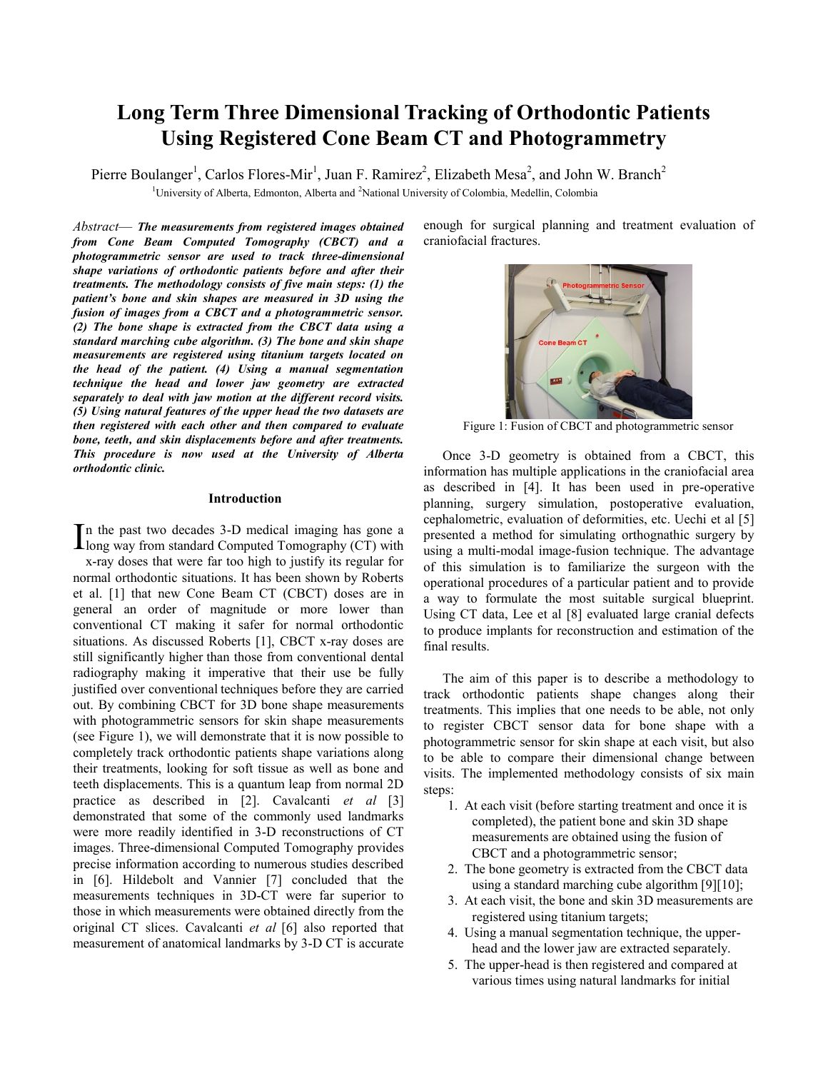# Long Term Three Dimensional Tracking of Orthodontic Patients Using Registered Cone Beam CT and Photogrammetry

Pierre Boulanger[1], Carlos Flores-Mir[1], Juan F. Ramirez[2], Elizabeth Mesa[2], and John W. Branch[2]

[1]University of Alberta, Edmonton, Alberta and [2]National University of Colombia, Medellin, Colombia

*Abstract*— ***The measurements from registered images obtained from Cone Beam Computed Tomography (CBCT) and a photogrammetric sensor are used to track three-dimensional shape variations of orthodontic patients before and after their treatments. The methodology consists of five main steps: (1) the patient's bone and skin shapes are measured in 3D using the fusion of images from a CBCT and a photogrammetric sensor. (2) The bone shape is extracted from the CBCT data using a standard marching cube algorithm. (3) The bone and skin shape measurements are registered using titanium targets located on the head of the patient. (4) Using a manual segmentation technique the head and lower jaw geometry are extracted separately to deal with jaw motion at the different record visits. (5) Using natural features of the upper head the two datasets are then registered with each other and then compared to evaluate bone, teeth, and skin displacements before and after treatments. This procedure is now used at the University of Alberta orthodontic clinic.***

## Introduction

In the past two decades 3-D medical imaging has gone a long way from standard Computed Tomography (CT) with x-ray doses that were far too high to justify its regular for normal orthodontic situations. It has been shown by Roberts et al. [1] that new Cone Beam CT (CBCT) doses are in general an order of magnitude or more lower than conventional CT making it safer for normal orthodontic situations. As discussed Roberts [1], CBCT x-ray doses are still significantly higher than those from conventional dental radiography making it imperative that their use be fully justified over conventional techniques before they are carried out. By combining CBCT for 3D bone shape measurements with photogrammetric sensors for skin shape measurements (see Figure 1), we will demonstrate that it is now possible to completely track orthodontic patients shape variations along their treatments, looking for soft tissue as well as bone and teeth displacements. This is a quantum leap from normal 2D practice as described in [2]. Cavalcanti *et al* [3] demonstrated that some of the commonly used landmarks were more readily identified in 3-D reconstructions of CT images. Three-dimensional Computed Tomography provides precise information according to numerous studies described in [6]. Hildebolt and Vannier [7] concluded that the measurements techniques in 3D-CT were far superior to those in which measurements were obtained directly from the original CT slices. Cavalcanti *et al* [6] also reported that measurement of anatomical landmarks by 3-D CT is accurate enough for surgical planning and treatment evaluation of craniofacial fractures.

Figure 1: Fusion of CBCT and photogrammetric sensor

Once 3-D geometry is obtained from a CBCT, this information has multiple applications in the craniofacial area as described in [4]. It has been used in pre-operative planning, surgery simulation, postoperative evaluation, cephalometric, evaluation of deformities, etc. Uechi et al [5] presented a method for simulating orthognathic surgery by using a multi-modal image-fusion technique. The advantage of this simulation is to familiarize the surgeon with the operational procedures of a particular patient and to provide a way to formulate the most suitable surgical blueprint. Using CT data, Lee et al [8] evaluated large cranial defects to produce implants for reconstruction and estimation of the final results.

The aim of this paper is to describe a methodology to track orthodontic patients shape changes along their treatments. This implies that one needs to be able, not only to register CBCT sensor data for bone shape with a photogrammetric sensor for skin shape at each visit, but also to be able to compare their dimensional change between visits. The implemented methodology consists of six main steps:

1. At each visit (before starting treatment and once it is completed), the patient bone and skin 3D shape measurements are obtained using the fusion of CBCT and a photogrammetric sensor;
2. The bone geometry is extracted from the CBCT data using a standard marching cube algorithm [9][10];
3. At each visit, the bone and skin 3D measurements are registered using titanium targets;
4. Using a manual segmentation technique, the upper-head and the lower jaw are extracted separately.
5. The upper-head is then registered and compared at various times using natural landmarks for initial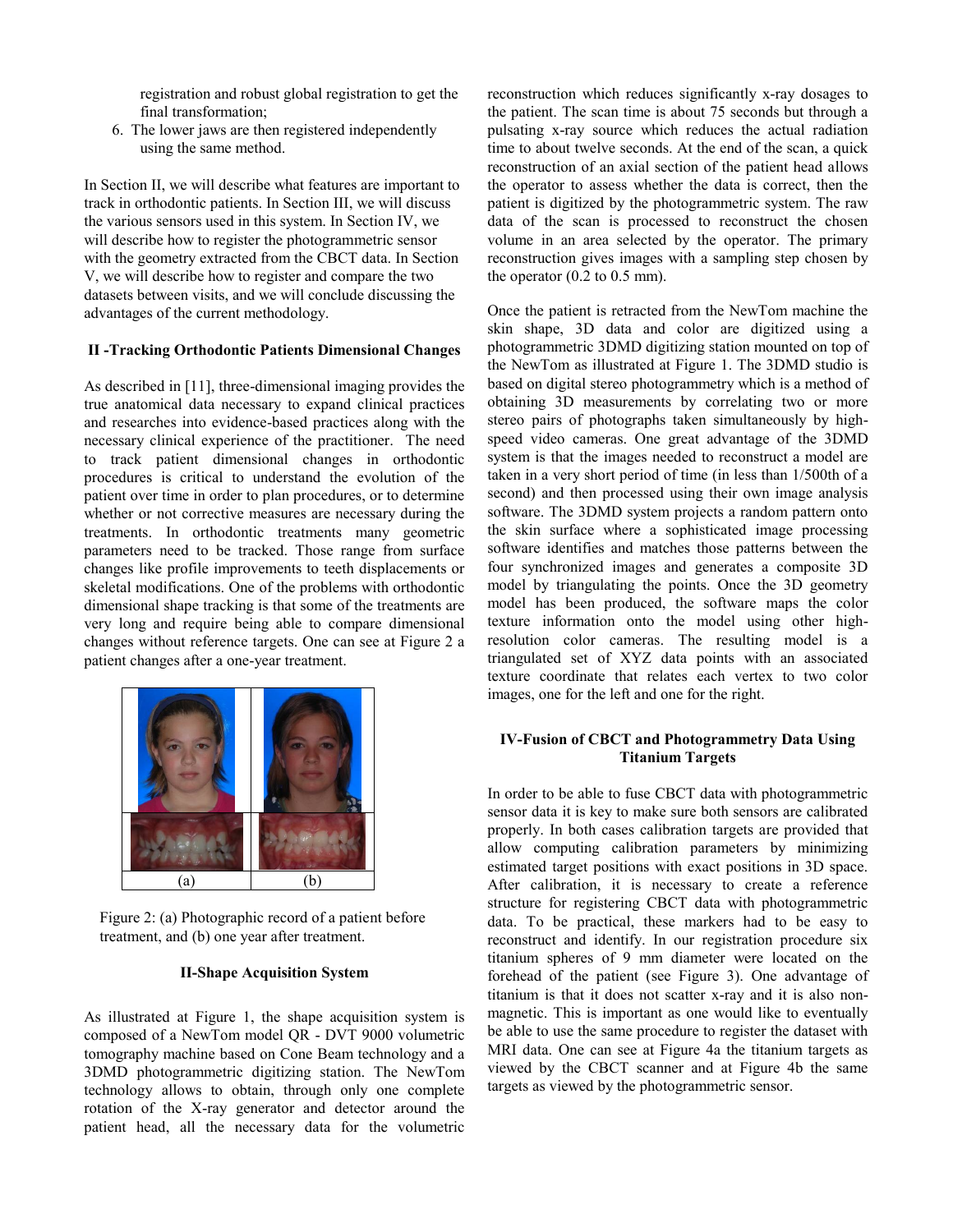registration and robust global registration to get the final transformation;

6. The lower jaws are then registered independently using the same method.

In Section II, we will describe what features are important to track in orthodontic patients. In Section III, we will discuss the various sensors used in this system. In Section IV, we will describe how to register the photogrammetric sensor with the geometry extracted from the CBCT data. In Section V, we will describe how to register and compare the two datasets between visits, and we will conclude discussing the advantages of the current methodology.

## II -Tracking Orthodontic Patients Dimensional Changes

As described in [11], three-dimensional imaging provides the true anatomical data necessary to expand clinical practices and researches into evidence-based practices along with the necessary clinical experience of the practitioner. The need to track patient dimensional changes in orthodontic procedures is critical to understand the evolution of the patient over time in order to plan procedures, or to determine whether or not corrective measures are necessary during the treatments. In orthodontic treatments many geometric parameters need to be tracked. Those range from surface changes like profile improvements to teeth displacements or skeletal modifications. One of the problems with orthodontic dimensional shape tracking is that some of the treatments are very long and require being able to compare dimensional changes without reference targets. One can see at Figure 2 a patient changes after a one-year treatment.

(a) (b)

Figure 2: (a) Photographic record of a patient before treatment, and (b) one year after treatment.

## II-Shape Acquisition System

As illustrated at Figure 1, the shape acquisition system is composed of a NewTom model QR - DVT 9000 volumetric tomography machine based on Cone Beam technology and a 3DMD photogrammetric digitizing station. The NewTom technology allows to obtain, through only one complete rotation of the X-ray generator and detector around the patient head, all the necessary data for the volumetric reconstruction which reduces significantly x-ray dosages to the patient. The scan time is about 75 seconds but through a pulsating x-ray source which reduces the actual radiation time to about twelve seconds. At the end of the scan, a quick reconstruction of an axial section of the patient head allows the operator to assess whether the data is correct, then the patient is digitized by the photogrammetric system. The raw data of the scan is processed to reconstruct the chosen volume in an area selected by the operator. The primary reconstruction gives images with a sampling step chosen by the operator (0.2 to 0.5 mm).

Once the patient is retracted from the NewTom machine the skin shape, 3D data and color are digitized using a photogrammetric 3DMD digitizing station mounted on top of the NewTom as illustrated at Figure 1. The 3DMD studio is based on digital stereo photogrammetry which is a method of obtaining 3D measurements by correlating two or more stereo pairs of photographs taken simultaneously by high-speed video cameras. One great advantage of the 3DMD system is that the images needed to reconstruct a model are taken in a very short period of time (in less than 1/500th of a second) and then processed using their own image analysis software. The 3DMD system projects a random pattern onto the skin surface where a sophisticated image processing software identifies and matches those patterns between the four synchronized images and generates a composite 3D model by triangulating the points. Once the 3D geometry model has been produced, the software maps the color texture information onto the model using other high-resolution color cameras. The resulting model is a triangulated set of XYZ data points with an associated texture coordinate that relates each vertex to two color images, one for the left and one for the right.

## IV-Fusion of CBCT and Photogrammetry Data Using Titanium Targets

In order to be able to fuse CBCT data with photogrammetric sensor data it is key to make sure both sensors are calibrated properly. In both cases calibration targets are provided that allow computing calibration parameters by minimizing estimated target positions with exact positions in 3D space. After calibration, it is necessary to create a reference structure for registering CBCT data with photogrammetric data. To be practical, these markers had to be easy to reconstruct and identify. In our registration procedure six titanium spheres of 9 mm diameter were located on the forehead of the patient (see Figure 3). One advantage of titanium is that it does not scatter x-ray and it is also non-magnetic. This is important as one would like to eventually be able to use the same procedure to register the dataset with MRI data. One can see at Figure 4a the titanium targets as viewed by the CBCT scanner and at Figure 4b the same targets as viewed by the photogrammetric sensor.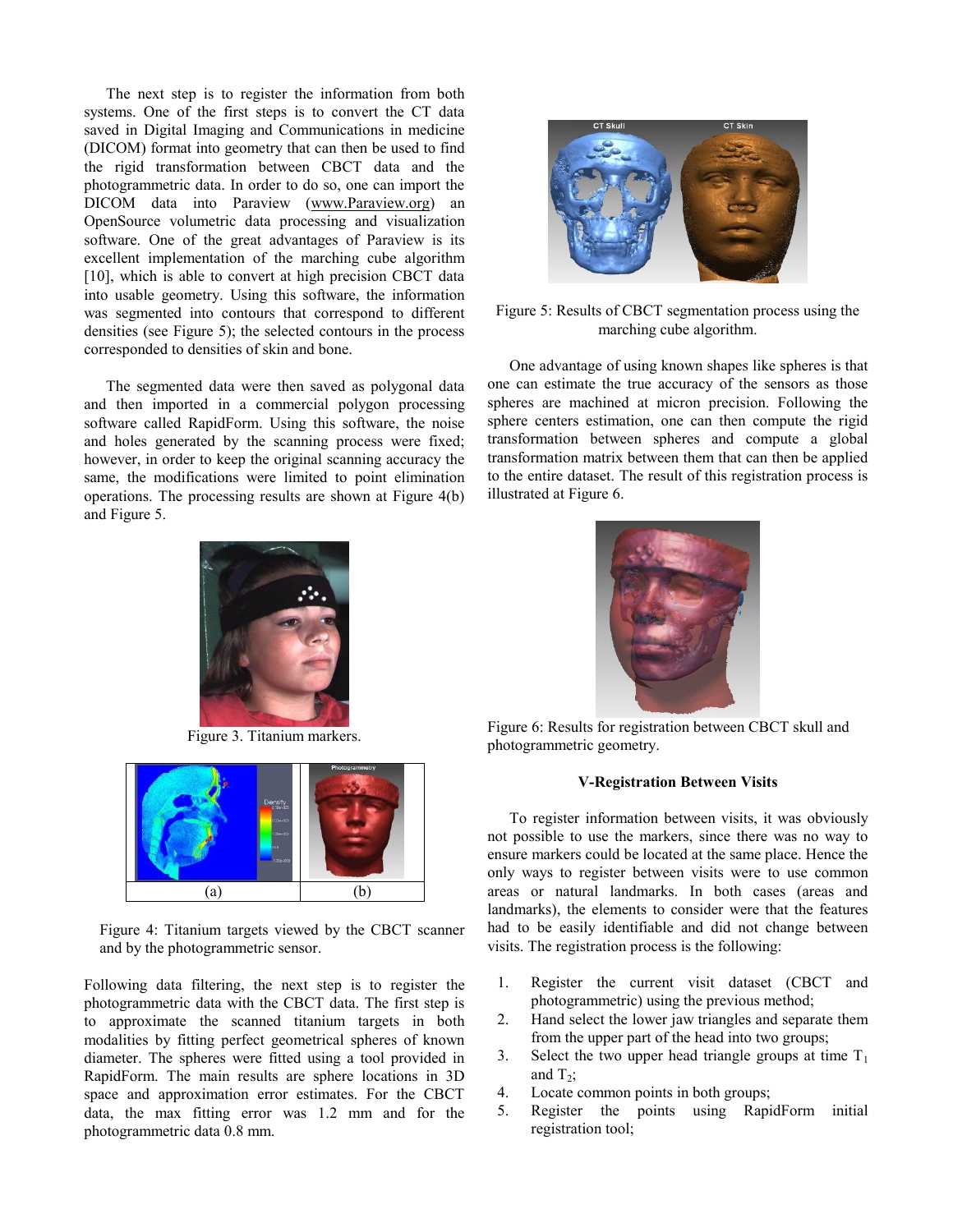The next step is to register the information from both systems. One of the first steps is to convert the CT data saved in Digital Imaging and Communications in medicine (DICOM) format into geometry that can then be used to find the rigid transformation between CBCT data and the photogrammetric data. In order to do so, one can import the DICOM data into Paraview (www.Paraview.org) an OpenSource volumetric data processing and visualization software. One of the great advantages of Paraview is its excellent implementation of the marching cube algorithm [10], which is able to convert at high precision CBCT data into usable geometry. Using this software, the information was segmented into contours that correspond to different densities (see Figure 5); the selected contours in the process corresponded to densities of skin and bone.

The segmented data were then saved as polygonal data and then imported in a commercial polygon processing software called RapidForm. Using this software, the noise and holes generated by the scanning process were fixed; however, in order to keep the original scanning accuracy the same, the modifications were limited to point elimination operations. The processing results are shown at Figure 4(b) and Figure 5.

Figure 3. Titanium markers.

Figure 4: Titanium targets viewed by the CBCT scanner and by the photogrammetric sensor.

Following data filtering, the next step is to register the photogrammetric data with the CBCT data. The first step is to approximate the scanned titanium targets in both modalities by fitting perfect geometrical spheres of known diameter. The spheres were fitted using a tool provided in RapidForm. The main results are sphere locations in 3D space and approximation error estimates. For the CBCT data, the max fitting error was 1.2 mm and for the photogrammetric data 0.8 mm.

Figure 5: Results of CBCT segmentation process using the marching cube algorithm.

One advantage of using known shapes like spheres is that one can estimate the true accuracy of the sensors as those spheres are machined at micron precision. Following the sphere centers estimation, one can then compute the rigid transformation between spheres and compute a global transformation matrix between them that can then be applied to the entire dataset. The result of this registration process is illustrated at Figure 6.

Figure 6: Results for registration between CBCT skull and photogrammetric geometry.

### V-Registration Between Visits

To register information between visits, it was obviously not possible to use the markers, since there was no way to ensure markers could be located at the same place. Hence the only ways to register between visits were to use common areas or natural landmarks. In both cases (areas and landmarks), the elements to consider were that the features had to be easily identifiable and did not change between visits. The registration process is the following:

1. Register the current visit dataset (CBCT and photogrammetric) using the previous method;
2. Hand select the lower jaw triangles and separate them from the upper part of the head into two groups;
3. Select the two upper head triangle groups at time $T_1$ and $T_2$;
4. Locate common points in both groups;
5. Register the points using RapidForm initial registration tool;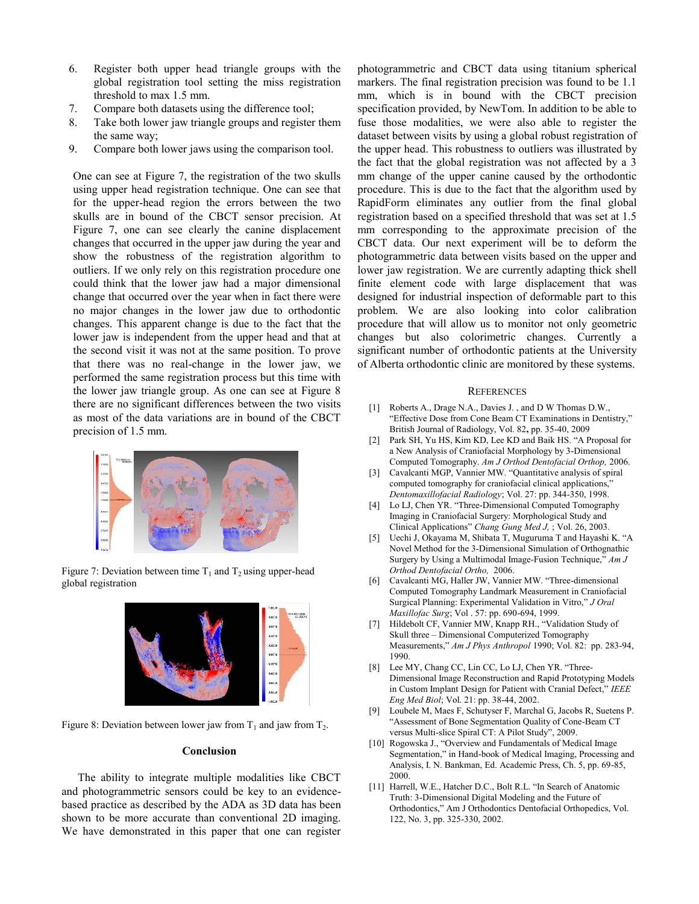6. Register both upper head triangle groups with the global registration tool setting the miss registration threshold to max 1.5 mm.
7. Compare both datasets using the difference tool;
8. Take both lower jaw triangle groups and register them the same way;
9. Compare both lower jaws using the comparison tool.

One can see at Figure 7, the registration of the two skulls using upper head registration technique. One can see that for the upper-head region the errors between the two skulls are in bound of the CBCT sensor precision. At Figure 7, one can see clearly the canine displacement changes that occurred in the upper jaw during the year and show the robustness of the registration algorithm to outliers. If we only rely on this registration procedure one could think that the lower jaw had a major dimensional change that occurred over the year when in fact there were no major changes in the lower jaw due to orthodontic changes. This apparent change is due to the fact that the lower jaw is independent from the upper head and that at the second visit it was not at the same position. To prove that there was no real-change in the lower jaw, we performed the same registration process but this time with the lower jaw triangle group. As one can see at Figure 8 there are no significant differences between the two visits as most of the data variations are in bound of the CBCT precision of 1.5 mm.

Figure 7: Deviation between time $T_1$ and $T_2$ using upper-head global registration

Figure 8: Deviation between lower jaw from $T_1$ and jaw from $T_2$.

## Conclusion

The ability to integrate multiple modalities like CBCT and photogrammetric sensors could be key to an evidence-based practice as described by the ADA as 3D data has been shown to be more accurate than conventional 2D imaging. We have demonstrated in this paper that one can register photogrammetric and CBCT data using titanium spherical markers. The final registration precision was found to be 1.1 mm, which is in bound with the CBCT precision specification provided, by NewTom. In addition to be able to fuse those modalities, we were also able to register the dataset between visits by using a global robust registration of the upper head. This robustness to outliers was illustrated by the fact that the global registration was not affected by a 3 mm change of the upper canine caused by the orthodontic procedure. This is due to the fact that the algorithm used by RapidForm eliminates any outlier from the final global registration based on a specified threshold that was set at 1.5 mm corresponding to the approximate precision of the CBCT data. Our next experiment will be to deform the photogrammetric data between visits based on the upper and lower jaw registration. We are currently adapting thick shell finite element code with large displacement that was designed for industrial inspection of deformable part to this problem. We are also looking into color calibration procedure that will allow us to monitor not only geometric changes but also colorimetric changes. Currently a significant number of orthodontic patients at the University of Alberta orthodontic clinic are monitored by these systems.

## References

[1] Roberts A., Drage N.A., Davies J. , and D W Thomas D.W., "Effective Dose from Cone Beam CT Examinations in Dentistry," British Journal of Radiology, Vol. 82, pp. 35-40, 2009

[2] Park SH, Yu HS, Kim KD, Lee KD and Baik HS. "A Proposal for a New Analysis of Craniofacial Morphology by 3-Dimensional Computed Tomography. *Am J Orthod Dentofacial Orthop,* 2006.

[3] Cavalcanti MGP, Vannier MW. "Quantitative analysis of spiral computed tomography for craniofacial clinical applications," *Dentomaxillofacial Radiology*; Vol. 27: pp. 344-350, 1998.

[4] Lo LJ, Chen YR. "Three-Dimensional Computed Tomography Imaging in Craniofacial Surgery: Morphological Study and Clinical Applications" *Chang Gung Med J,* ; Vol. 26, 2003.

[5] Uechi J, Okayama M, Shibata T, Muguruma T and Hayashi K. "A Novel Method for the 3-Dimensional Simulation of Orthognathic Surgery by Using a Multimodal Image-Fusion Technique," *Am J Orthod Dentofacial Ortho,* 2006.

[6] Cavalcanti MG, Haller JW, Vannier MW. "Three-dimensional Computed Tomography Landmark Measurement in Craniofacial Surgical Planning: Experimental Validation in Vitro," *J Oral Maxillofac Surg*; Vol . 57: pp. 690-694, 1999.

[7] Hildebolt CF, Vannier MW, Knapp RH., "Validation Study of Skull three – Dimensional Computerized Tomography Measurements," *Am J Phys Anthropol* 1990; Vol. 82: pp. 283-94, 1990.

[8] Lee MY, Chang CC, Lin CC, Lo LJ, Chen YR. "Three-Dimensional Image Reconstruction and Rapid Prototyping Models in Custom Implant Design for Patient with Cranial Defect," *IEEE Eng Med Biol*; Vol. 21: pp. 38-44, 2002.

[9] Loubele M, Maes F, Schutyser F, Marchal G, Jacobs R, Suetens P. "Assessment of Bone Segmentation Quality of Cone-Beam CT versus Multi-slice Spiral CT: A Pilot Study", 2009.

[10] Rogowska J., "Overview and Fundamentals of Medical Image Segmentation," in Hand-book of Medical Imaging, Processing and Analysis, I. N. Bankman, Ed. Academic Press, Ch. 5, pp. 69-85, 2000.

[11] Harrell, W.E., Hatcher D.C., Bolt R.L. "In Search of Anatomic Truth: 3-Dimensional Digital Modeling and the Future of Orthodontics," Am J Orthodontics Dentofacial Orthopedics, Vol. 122, No. 3, pp. 325-330, 2002.